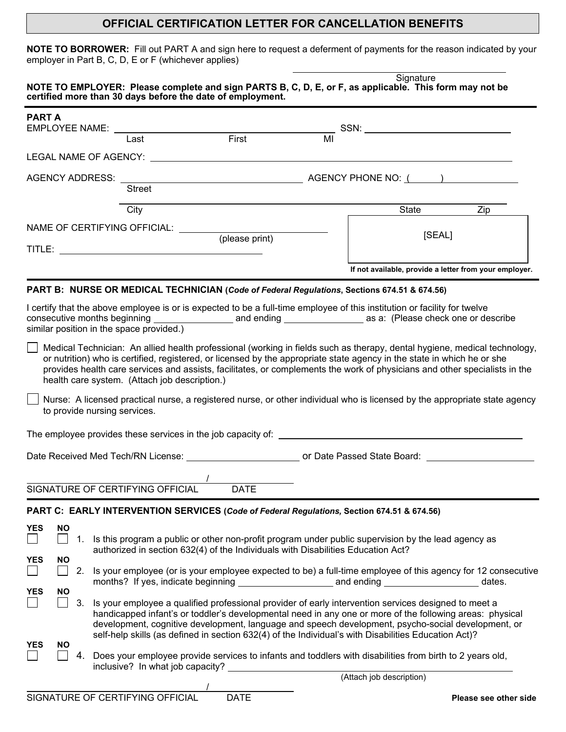# OFFICIAL CERTIFICATION LETTER FOR CANCELLATION BENEFITS

**NOTE TO BORROWER:** Fill out PART A and sign here to request a deferment of payments for the reason indicated by your employer in Part B, C, D, E or F (whichever applies)

Signature: ______________________________

**NOTE TO EMPLOYER: Please complete and sign PARTS B, C, D, E, or F, as applicable. This form may not be certified more than 30 days before the date of employment.**

---

**PART A**

EMPLOYEE NAME: ______________________________ (Last / First / MI) SSN: ____________________

LEGAL NAME OF AGENCY: ______________________________

AGENCY ADDRESS: ______________________________ (Street) AGENCY PHONE NO: (      ) ____________

______________________________ (City / State / Zip)

NAME OF CERTIFYING OFFICIAL: ______________________________ (please print)

TITLE: ______________________________

[SEAL]

**If not available, provide a letter from your employer.**

---

**PART B: NURSE OR MEDICAL TECHNICIAN (*Code of Federal Regulations*, Sections 674.51 & 674.56)**

I certify that the above employee is or is expected to be a full-time employee of this institution or facility for twelve consecutive months beginning ______________ and ending ______________ as a: (Please check one or describe similar position in the space provided.)

☐ Medical Technician: An allied health professional (working in fields such as therapy, dental hygiene, medical technology, or nutrition) who is certified, registered, or licensed by the appropriate state agency in the state in which he or she provides health care services and assists, facilitates, or complements the work of physicians and other specialists in the health care system. (Attach job description.)

☐ Nurse: A licensed practical nurse, a registered nurse, or other individual who is licensed by the appropriate state agency to provide nursing services.

The employee provides these services in the job capacity of: ______________________________

Date Received Med Tech/RN License: ____________________ or Date Passed State Board: ____________________

______________________________ / ____________

SIGNATURE OF CERTIFYING OFFICIAL DATE

---

**PART C: EARLY INTERVENTION SERVICES (*Code of Federal Regulations,* Section 674.51 & 674.56)**

YES ☐ NO ☐ 1. Is this program a public or other non-profit program under public supervision by the lead agency as authorized in section 632(4) of the Individuals with Disabilities Education Act?

YES ☐ NO ☐ 2. Is your employee (or is your employee expected to be) a full-time employee of this agency for 12 consecutive months? If yes, indicate beginning ______________ and ending ______________ dates.

YES ☐ NO ☐ 3. Is your employee a qualified professional provider of early intervention services designed to meet a handicapped infant's or toddler's developmental need in any one or more of the following areas: physical development, cognitive development, language and speech development, psycho-social development, or self-help skills (as defined in section 632(4) of the Individual's with Disabilities Education Act)?

YES ☐ NO ☐ 4. Does your employee provide services to infants and toddlers with disabilities from birth to 2 years old, inclusive? In what job capacity? ______________________________ (Attach job description)

______________________________ / ____________

SIGNATURE OF CERTIFYING OFFICIAL DATE

**Please see other side**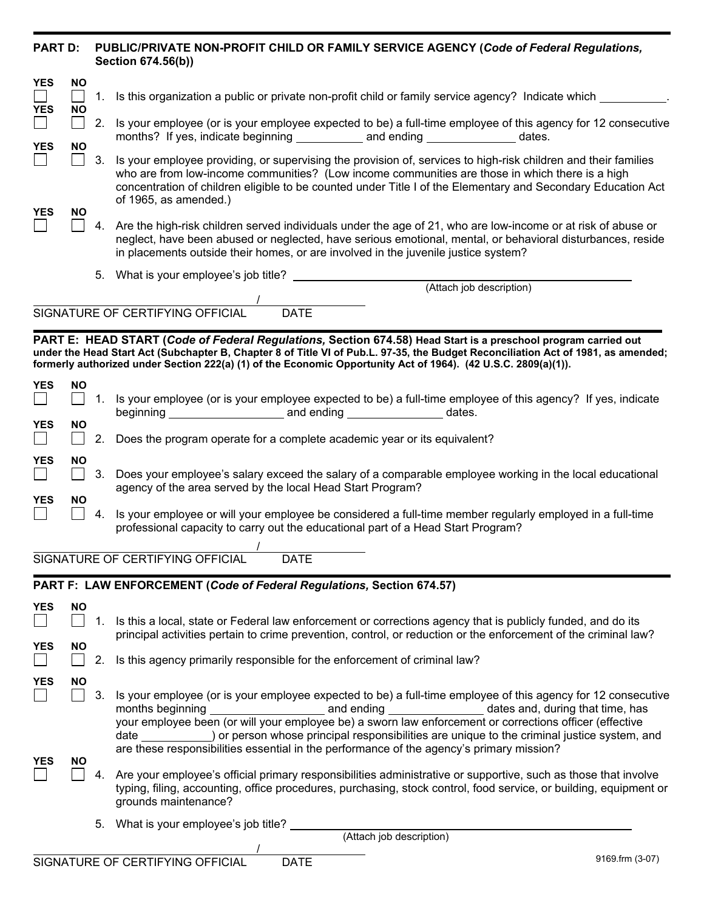## PART D: PUBLIC/PRIVATE NON-PROFIT CHILD OR FAMILY SERVICE AGENCY (*Code of Federal Regulations,* Section 674.56(b))

| YES | NO | |
|---|---|---|
| ☐ | ☐ | 1. Is this organization a public or private non-profit child or family service agency? Indicate which ___________. |
| ☐ | ☐ | 2. Is your employee (or is your employee expected to be) a full-time employee of this agency for 12 consecutive months? If yes, indicate beginning ___________ and ending ______________ dates. |
| ☐ | ☐ | 3. Is your employee providing, or supervising the provision of, services to high-risk children and their families who are from low-income communities? (Low income communities are those in which there is a high concentration of children eligible to be counted under Title I of the Elementary and Secondary Education Act of 1965, as amended.) |
| ☐ | ☐ | 4. Are the high-risk children served individuals under the age of 21, who are low-income or at risk of abuse or neglect, have been abused or neglected, have serious emotional, mental, or behavioral disturbances, reside in placements outside their homes, or are involved in the juvenile justice system? |

5. What is your employee's job title? ______________________________________________
(Attach job description)

______________________________ / ______________
SIGNATURE OF CERTIFYING OFFICIAL DATE

## PART E: HEAD START (*Code of Federal Regulations,* Section 674.58)

**Head Start is a preschool program carried out under the Head Start Act (Subchapter B, Chapter 8 of Title VI of Pub.L. 97-35, the Budget Reconciliation Act of 1981, as amended; formerly authorized under Section 222(a) (1) of the Economic Opportunity Act of 1964). (42 U.S.C. 2809(a)(1)).**

| YES | NO | |
|---|---|---|
| ☐ | ☐ | 1. Is your employee (or is your employee expected to be) a full-time employee of this agency? If yes, indicate beginning __________________ and ending _______________ dates. |
| ☐ | ☐ | 2. Does the program operate for a complete academic year or its equivalent? |
| ☐ | ☐ | 3. Does your employee's salary exceed the salary of a comparable employee working in the local educational agency of the area served by the local Head Start Program? |
| ☐ | ☐ | 4. Is your employee or will your employee be considered a full-time member regularly employed in a full-time professional capacity to carry out the educational part of a Head Start Program? |

______________________________ / ______________
SIGNATURE OF CERTIFYING OFFICIAL DATE

## PART F: LAW ENFORCEMENT (*Code of Federal Regulations,* Section 674.57)

| YES | NO | |
|---|---|---|
| ☐ | ☐ | 1. Is this a local, state or Federal law enforcement or corrections agency that is publicly funded, and do its principal activities pertain to crime prevention, control, or reduction or the enforcement of the criminal law? |
| ☐ | ☐ | 2. Is this agency primarily responsible for the enforcement of criminal law? |
| ☐ | ☐ | 3. Is your employee (or is your employee expected to be) a full-time employee of this agency for 12 consecutive months beginning __________________ and ending _______________ dates and, during that time, has your employee been (or will your employee be) a sworn law enforcement or corrections officer (effective date ___________) or person whose principal responsibilities are unique to the criminal justice system, and are these responsibilities essential in the performance of the agency's primary mission? |
| ☐ | ☐ | 4. Are your employee's official primary responsibilities administrative or supportive, such as those that involve typing, filing, accounting, office procedures, purchasing, stock control, food service, or building, equipment or grounds maintenance? |

5. What is your employee's job title? ______________________________________________
(Attach job description)

______________________________ / ______________
SIGNATURE OF CERTIFYING OFFICIAL DATE

9169.frm (3-07)